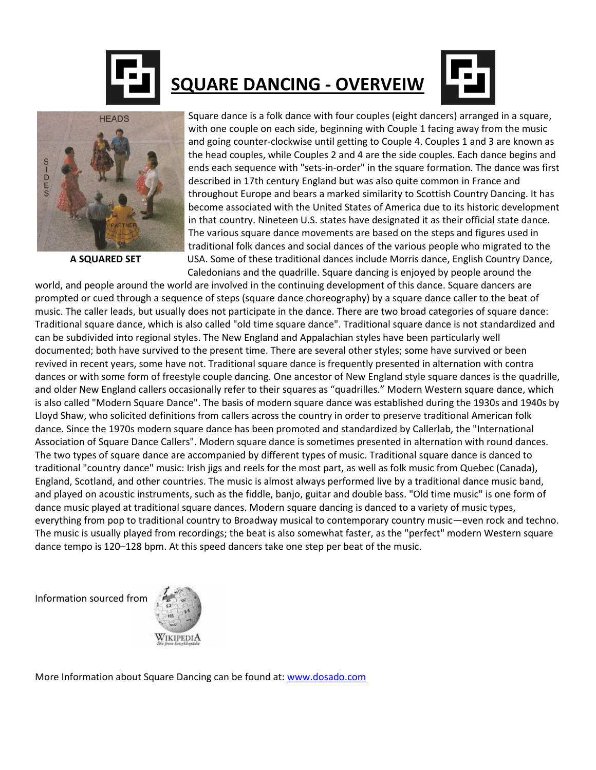# SQUARE DANCING - OVERVEIW

**A SQUARED SET**

Square dance is a folk dance with four couples (eight dancers) arranged in a square, with one couple on each side, beginning with Couple 1 facing away from the music and going counter-clockwise until getting to Couple 4. Couples 1 and 3 are known as the head couples, while Couples 2 and 4 are the side couples. Each dance begins and ends each sequence with "sets-in-order" in the square formation. The dance was first described in 17th century England but was also quite common in France and throughout Europe and bears a marked similarity to Scottish Country Dancing. It has become associated with the United States of America due to its historic development in that country. Nineteen U.S. states have designated it as their official state dance. The various square dance movements are based on the steps and figures used in traditional folk dances and social dances of the various people who migrated to the USA. Some of these traditional dances include Morris dance, English Country Dance, Caledonians and the quadrille. Square dancing is enjoyed by people around the world, and people around the world are involved in the continuing development of this dance. Square dancers are prompted or cued through a sequence of steps (square dance choreography) by a square dance caller to the beat of music. The caller leads, but usually does not participate in the dance. There are two broad categories of square dance: Traditional square dance, which is also called "old time square dance". Traditional square dance is not standardized and can be subdivided into regional styles. The New England and Appalachian styles have been particularly well documented; both have survived to the present time. There are several other styles; some have survived or been revived in recent years, some have not. Traditional square dance is frequently presented in alternation with contra dances or with some form of freestyle couple dancing. One ancestor of New England style square dances is the quadrille, and older New England callers occasionally refer to their squares as "quadrilles." Modern Western square dance, which is also called "Modern Square Dance". The basis of modern square dance was established during the 1930s and 1940s by Lloyd Shaw, who solicited definitions from callers across the country in order to preserve traditional American folk dance. Since the 1970s modern square dance has been promoted and standardized by Callerlab, the "International Association of Square Dance Callers". Modern square dance is sometimes presented in alternation with round dances. The two types of square dance are accompanied by different types of music. Traditional square dance is danced to traditional "country dance" music: Irish jigs and reels for the most part, as well as folk music from Quebec (Canada), England, Scotland, and other countries. The music is almost always performed live by a traditional dance music band, and played on acoustic instruments, such as the fiddle, banjo, guitar and double bass. "Old time music" is one form of dance music played at traditional square dances. Modern square dancing is danced to a variety of music types, everything from pop to traditional country to Broadway musical to contemporary country music—even rock and techno. The music is usually played from recordings; the beat is also somewhat faster, as the "perfect" modern Western square dance tempo is 120–128 bpm. At this speed dancers take one step per beat of the music.

Information sourced from Wikipedia

More Information about Square Dancing can be found at: [www.dosado.com](http://www.dosado.com)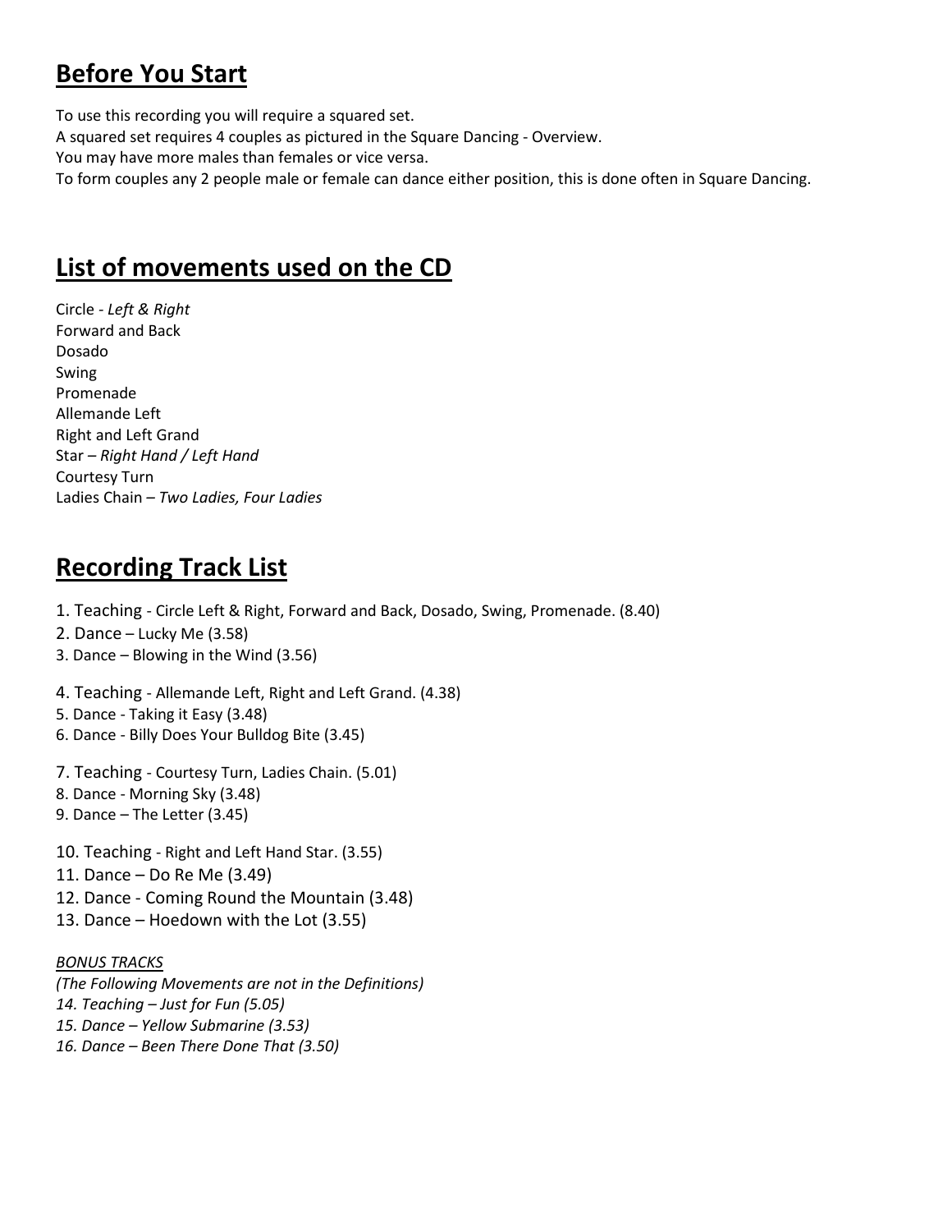## **Before You Start**

To use this recording you will require a squared set.
A squared set requires 4 couples as pictured in the Square Dancing - Overview.
You may have more males than females or vice versa.
To form couples any 2 people male or female can dance either position, this is done often in Square Dancing.

## **List of movements used on the CD**

Circle - *Left & Right*
Forward and Back
Dosado
Swing
Promenade
Allemande Left
Right and Left Grand
Star – *Right Hand / Left Hand*
Courtesy Turn
Ladies Chain – *Two Ladies, Four Ladies*

## **Recording Track List**

1. Teaching - Circle Left & Right, Forward and Back, Dosado, Swing, Promenade. (8.40)
2. Dance – Lucky Me (3.58)
3. Dance – Blowing in the Wind (3.56)

4. Teaching - Allemande Left, Right and Left Grand. (4.38)
5. Dance - Taking it Easy (3.48)
6. Dance - Billy Does Your Bulldog Bite (3.45)

7. Teaching - Courtesy Turn, Ladies Chain. (5.01)
8. Dance - Morning Sky (3.48)
9. Dance – The Letter (3.45)

10. Teaching - Right and Left Hand Star. (3.55)
11. Dance – Do Re Me (3.49)
12. Dance - Coming Round the Mountain (3.48)
13. Dance – Hoedown with the Lot (3.55)

*BONUS TRACKS*
*(The Following Movements are not in the Definitions)*
*14. Teaching – Just for Fun (5.05)*
*15. Dance – Yellow Submarine (3.53)*
*16. Dance – Been There Done That (3.50)*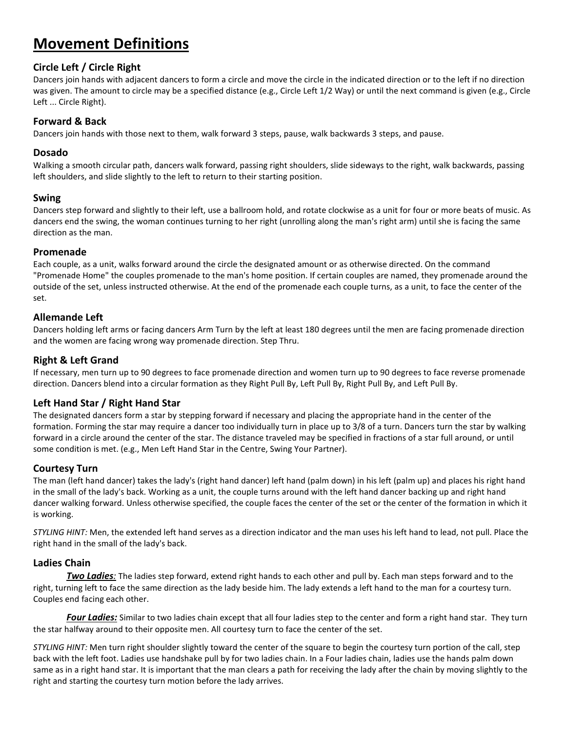# Movement Definitions

## Circle Left / Circle Right

Dancers join hands with adjacent dancers to form a circle and move the circle in the indicated direction or to the left if no direction was given. The amount to circle may be a specified distance (e.g., Circle Left 1/2 Way) or until the next command is given (e.g., Circle Left ... Circle Right).

## Forward & Back

Dancers join hands with those next to them, walk forward 3 steps, pause, walk backwards 3 steps, and pause.

## Dosado

Walking a smooth circular path, dancers walk forward, passing right shoulders, slide sideways to the right, walk backwards, passing left shoulders, and slide slightly to the left to return to their starting position.

## Swing

Dancers step forward and slightly to their left, use a ballroom hold, and rotate clockwise as a unit for four or more beats of music. As dancers end the swing, the woman continues turning to her right (unrolling along the man's right arm) until she is facing the same direction as the man.

## Promenade

Each couple, as a unit, walks forward around the circle the designated amount or as otherwise directed. On the command "Promenade Home" the couples promenade to the man's home position. If certain couples are named, they promenade around the outside of the set, unless instructed otherwise. At the end of the promenade each couple turns, as a unit, to face the center of the set.

## Allemande Left

Dancers holding left arms or facing dancers Arm Turn by the left at least 180 degrees until the men are facing promenade direction and the women are facing wrong way promenade direction. Step Thru.

## Right & Left Grand

If necessary, men turn up to 90 degrees to face promenade direction and women turn up to 90 degrees to face reverse promenade direction. Dancers blend into a circular formation as they Right Pull By, Left Pull By, Right Pull By, and Left Pull By.

## Left Hand Star / Right Hand Star

The designated dancers form a star by stepping forward if necessary and placing the appropriate hand in the center of the formation. Forming the star may require a dancer too individually turn in place up to 3/8 of a turn. Dancers turn the star by walking forward in a circle around the center of the star. The distance traveled may be specified in fractions of a star full around, or until some condition is met. (e.g., Men Left Hand Star in the Centre, Swing Your Partner).

## Courtesy Turn

The man (left hand dancer) takes the lady's (right hand dancer) left hand (palm down) in his left (palm up) and places his right hand in the small of the lady's back. Working as a unit, the couple turns around with the left hand dancer backing up and right hand dancer walking forward. Unless otherwise specified, the couple faces the center of the set or the center of the formation in which it is working.

*STYLING HINT:* Men, the extended left hand serves as a direction indicator and the man uses his left hand to lead, not pull. Place the right hand in the small of the lady's back.

## Ladies Chain

***Two Ladies:*** The ladies step forward, extend right hands to each other and pull by. Each man steps forward and to the right, *turning left* to face the same direction as the lady beside him. The lady extends a left hand to the man for a courtesy turn. Couples end facing each other.

***Four Ladies:*** Similar to two ladies chain except that all four ladies step to the center and form a right hand star. They turn the star halfway around to their opposite men. All courtesy turn to face the center of the set.

*STYLING HINT:* Men turn right shoulder slightly toward the center of the square to begin the courtesy turn portion of the call, step back with the left foot. Ladies use handshake pull by for two ladies chain. In a Four ladies chain, ladies use the hands palm down same as in a right hand star. It is important that the man clears a path for receiving the lady after the chain by moving slightly to the right and starting the courtesy turn motion before the lady arrives.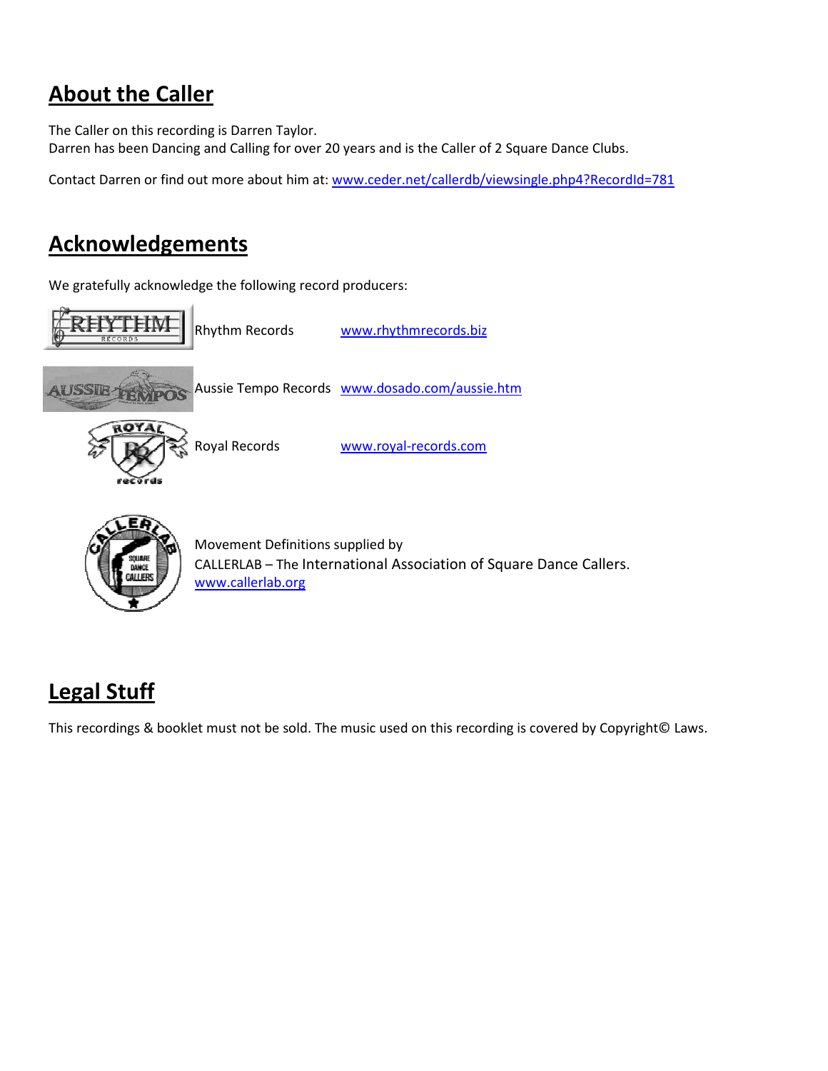## About the Caller

The Caller on this recording is Darren Taylor.
Darren has been Dancing and Calling for over 20 years and is the Caller of 2 Square Dance Clubs.

Contact Darren or find out more about him at: www.ceder.net/callerdb/viewsingle.php4?RecordId=781

## Acknowledgements

We gratefully acknowledge the following record producers:

| | |
|---|---|
| Rhythm Records | www.rhythmrecords.biz |
| Aussie Tempo Records | www.dosado.com/aussie.htm |
| Royal Records | www.royal-records.com |

Movement Definitions supplied by
CALLERLAB – The International Association of Square Dance Callers.
www.callerlab.org

## Legal Stuff

This recordings & booklet must not be sold. The music used on this recording is covered by Copyright© Laws.